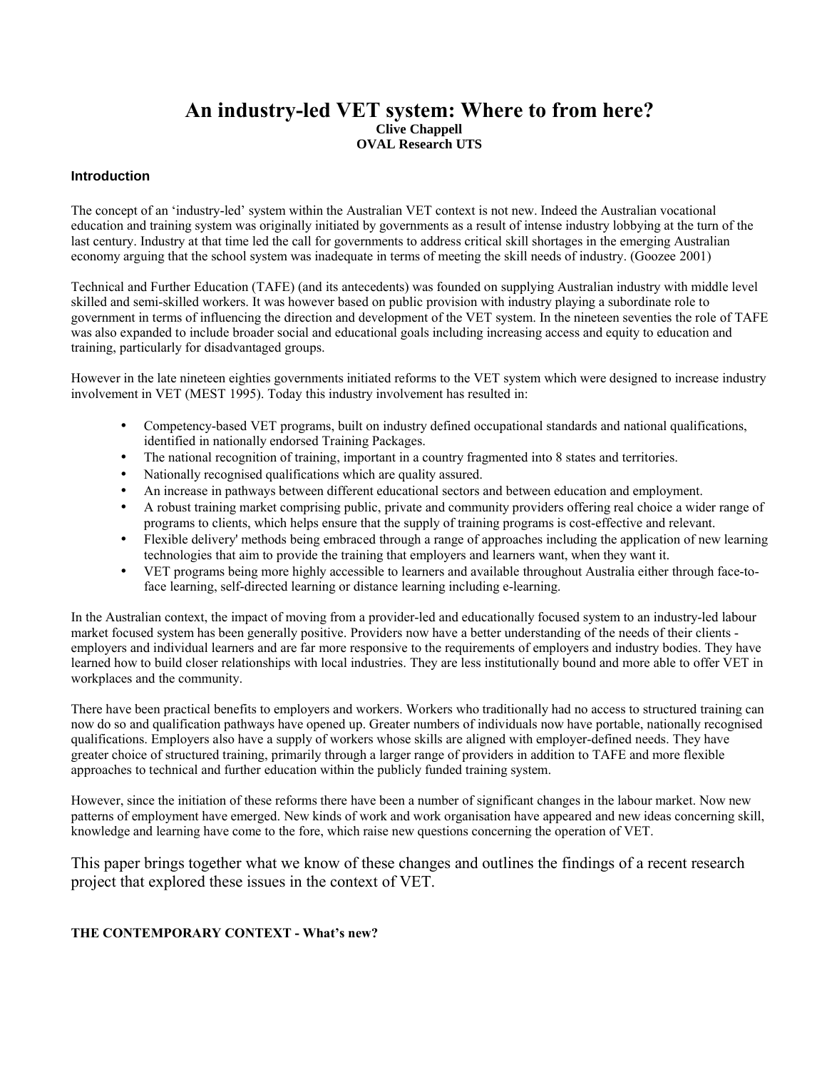# An industry-led VET system: Where to from here?

**Clive Chappell**
**OVAL Research UTS**

## Introduction

The concept of an 'industry-led' system within the Australian VET context is not new. Indeed the Australian vocational education and training system was originally initiated by governments as a result of intense industry lobbying at the turn of the last century. Industry at that time led the call for governments to address critical skill shortages in the emerging Australian economy arguing that the school system was inadequate in terms of meeting the skill needs of industry. (Goozee 2001)

Technical and Further Education (TAFE) (and its antecedents) was founded on supplying Australian industry with middle level skilled and semi-skilled workers. It was however based on public provision with industry playing a subordinate role to government in terms of influencing the direction and development of the VET system. In the nineteen seventies the role of TAFE was also expanded to include broader social and educational goals including increasing access and equity to education and training, particularly for disadvantaged groups.

However in the late nineteen eighties governments initiated reforms to the VET system which were designed to increase industry involvement in VET (MEST 1995). Today this industry involvement has resulted in:

- Competency-based VET programs, built on industry defined occupational standards and national qualifications, identified in nationally endorsed Training Packages.
- The national recognition of training, important in a country fragmented into 8 states and territories.
- Nationally recognised qualifications which are quality assured.
- An increase in pathways between different educational sectors and between education and employment.
- A robust training market comprising public, private and community providers offering real choice a wider range of programs to clients, which helps ensure that the supply of training programs is cost-effective and relevant.
- Flexible delivery' methods being embraced through a range of approaches including the application of new learning technologies that aim to provide the training that employers and learners want, when they want it.
- VET programs being more highly accessible to learners and available throughout Australia either through face-to-face learning, self-directed learning or distance learning including e-learning.

In the Australian context, the impact of moving from a provider-led and educationally focused system to an industry-led labour market focused system has been generally positive. Providers now have a better understanding of the needs of their clients - employers and individual learners and are far more responsive to the requirements of employers and industry bodies. They have learned how to build closer relationships with local industries. They are less institutionally bound and more able to offer VET in workplaces and the community.

There have been practical benefits to employers and workers. Workers who traditionally had no access to structured training can now do so and qualification pathways have opened up. Greater numbers of individuals now have portable, nationally recognised qualifications. Employers also have a supply of workers whose skills are aligned with employer-defined needs. They have greater choice of structured training, primarily through a larger range of providers in addition to TAFE and more flexible approaches to technical and further education within the publicly funded training system.

However, since the initiation of these reforms there have been a number of significant changes in the labour market. Now new patterns of employment have emerged. New kinds of work and work organisation have appeared and new ideas concerning skill, knowledge and learning have come to the fore, which raise new questions concerning the operation of VET.

This paper brings together what we know of these changes and outlines the findings of a recent research project that explored these issues in the context of VET.

## THE CONTEMPORARY CONTEXT - What's new?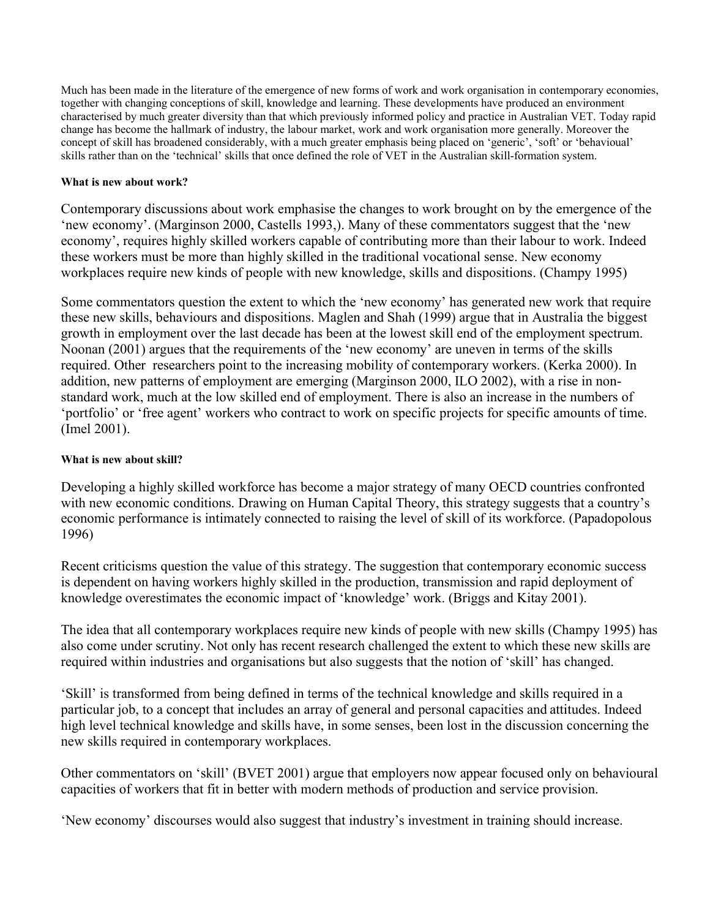Much has been made in the literature of the emergence of new forms of work and work organisation in contemporary economies, together with changing conceptions of skill, knowledge and learning. These developments have produced an environment characterised by much greater diversity than that which previously informed policy and practice in Australian VET. Today rapid change has become the hallmark of industry, the labour market, work and work organisation more generally. Moreover the concept of skill has broadened considerably, with a much greater emphasis being placed on 'generic', 'soft' or 'behavioual' skills rather than on the 'technical' skills that once defined the role of VET in the Australian skill-formation system.

**What is new about work?**

Contemporary discussions about work emphasise the changes to work brought on by the emergence of the 'new economy'. (Marginson 2000, Castells 1993,). Many of these commentators suggest that the 'new economy', requires highly skilled workers capable of contributing more than their labour to work. Indeed these workers must be more than highly skilled in the traditional vocational sense. New economy workplaces require new kinds of people with new knowledge, skills and dispositions. (Champy 1995)

Some commentators question the extent to which the 'new economy' has generated new work that require these new skills, behaviours and dispositions. Maglen and Shah (1999) argue that in Australia the biggest growth in employment over the last decade has been at the lowest skill end of the employment spectrum. Noonan (2001) argues that the requirements of the 'new economy' are uneven in terms of the skills required. Other researchers point to the increasing mobility of contemporary workers. (Kerka 2000). In addition, new patterns of employment are emerging (Marginson 2000, ILO 2002), with a rise in non-standard work, much at the low skilled end of employment. There is also an increase in the numbers of 'portfolio' or 'free agent' workers who contract to work on specific projects for specific amounts of time. (Imel 2001).

**What is new about skill?**

Developing a highly skilled workforce has become a major strategy of many OECD countries confronted with new economic conditions. Drawing on Human Capital Theory, this strategy suggests that a country's economic performance is intimately connected to raising the level of skill of its workforce. (Papadopolous 1996)

Recent criticisms question the value of this strategy. The suggestion that contemporary economic success is dependent on having workers highly skilled in the production, transmission and rapid deployment of knowledge overestimates the economic impact of 'knowledge' work. (Briggs and Kitay 2001).

The idea that all contemporary workplaces require new kinds of people with new skills (Champy 1995) has also come under scrutiny. Not only has recent research challenged the extent to which these new skills are required within industries and organisations but also suggests that the notion of 'skill' has changed.

'Skill' is transformed from being defined in terms of the technical knowledge and skills required in a particular job, to a concept that includes an array of general and personal capacities and attitudes. Indeed high level technical knowledge and skills have, in some senses, been lost in the discussion concerning the new skills required in contemporary workplaces.

Other commentators on 'skill' (BVET 2001) argue that employers now appear focused only on behavioural capacities of workers that fit in better with modern methods of production and service provision.

'New economy' discourses would also suggest that industry's investment in training should increase.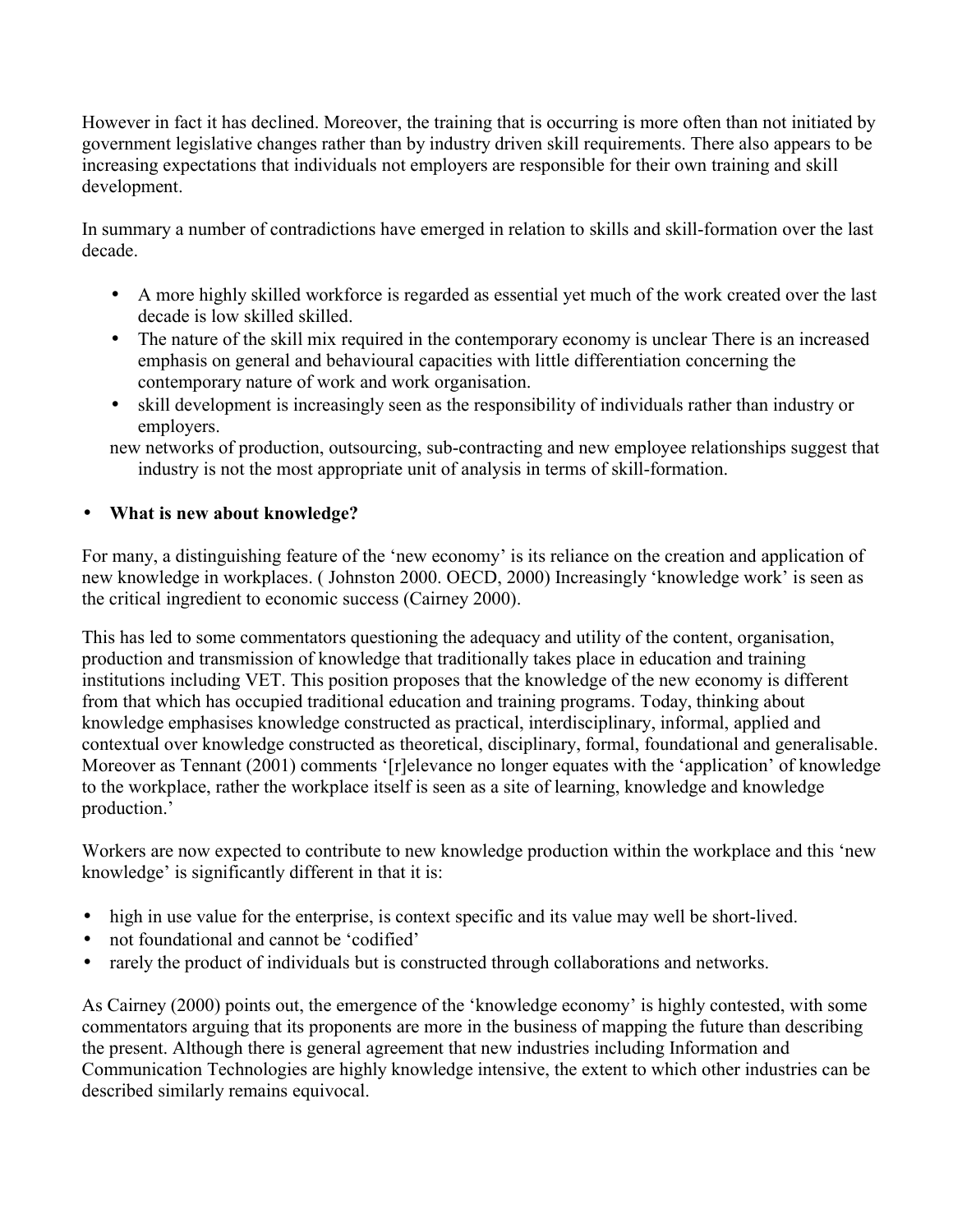However in fact it has declined. Moreover, the training that is occurring is more often than not initiated by government legislative changes rather than by industry driven skill requirements. There also appears to be increasing expectations that individuals not employers are responsible for their own training and skill development.

In summary a number of contradictions have emerged in relation to skills and skill-formation over the last decade.

- A more highly skilled workforce is regarded as essential yet much of the work created over the last decade is low skilled skilled.
- The nature of the skill mix required in the contemporary economy is unclear There is an increased emphasis on general and behavioural capacities with little differentiation concerning the contemporary nature of work and work organisation.
- skill development is increasingly seen as the responsibility of individuals rather than industry or employers.

new networks of production, outsourcing, sub-contracting and new employee relationships suggest that industry is not the most appropriate unit of analysis in terms of skill-formation.

- **What is new about knowledge?**

For many, a distinguishing feature of the 'new economy' is its reliance on the creation and application of new knowledge in workplaces. ( Johnston 2000. OECD, 2000) Increasingly 'knowledge work' is seen as the critical ingredient to economic success (Cairney 2000).

This has led to some commentators questioning the adequacy and utility of the content, organisation, production and transmission of knowledge that traditionally takes place in education and training institutions including VET. This position proposes that the knowledge of the new economy is different from that which has occupied traditional education and training programs. Today, thinking about knowledge emphasises knowledge constructed as practical, interdisciplinary, informal, applied and contextual over knowledge constructed as theoretical, disciplinary, formal, foundational and generalisable. Moreover as Tennant (2001) comments '[r]elevance no longer equates with the 'application' of knowledge to the workplace, rather the workplace itself is seen as a site of learning, knowledge and knowledge production.'

Workers are now expected to contribute to new knowledge production within the workplace and this 'new knowledge' is significantly different in that it is:

- high in use value for the enterprise, is context specific and its value may well be short-lived.
- not foundational and cannot be 'codified'
- rarely the product of individuals but is constructed through collaborations and networks.

As Cairney (2000) points out, the emergence of the 'knowledge economy' is highly contested, with some commentators arguing that its proponents are more in the business of mapping the future than describing the present. Although there is general agreement that new industries including Information and Communication Technologies are highly knowledge intensive, the extent to which other industries can be described similarly remains equivocal.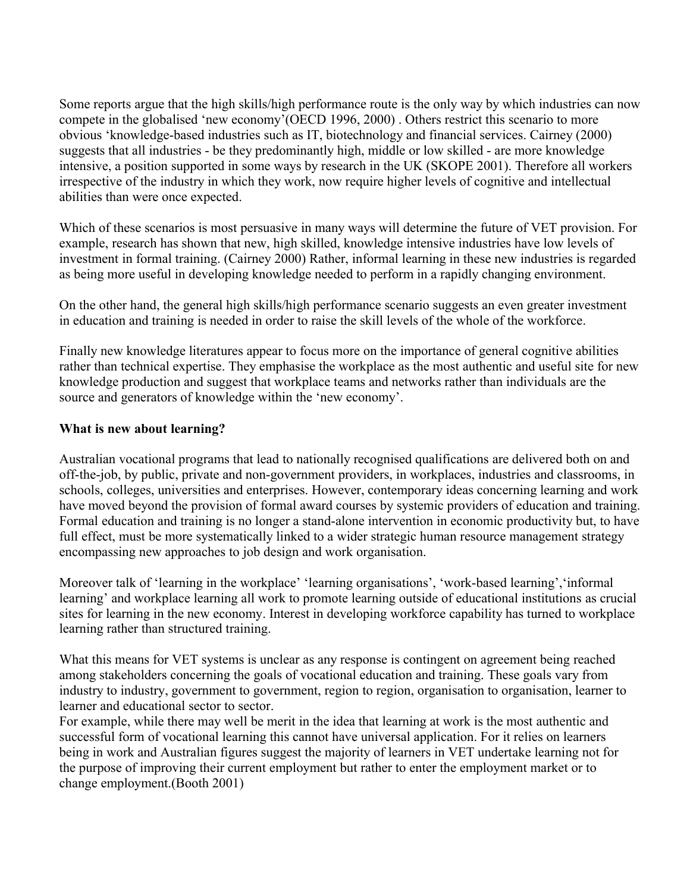Some reports argue that the high skills/high performance route is the only way by which industries can now compete in the globalised 'new economy'(OECD 1996, 2000) . Others restrict this scenario to more obvious 'knowledge-based industries such as IT, biotechnology and financial services. Cairney (2000) suggests that all industries - be they predominantly high, middle or low skilled - are more knowledge intensive, a position supported in some ways by research in the UK (SKOPE 2001). Therefore all workers irrespective of the industry in which they work, now require higher levels of cognitive and intellectual abilities than were once expected.

Which of these scenarios is most persuasive in many ways will determine the future of VET provision. For example, research has shown that new, high skilled, knowledge intensive industries have low levels of investment in formal training. (Cairney 2000) Rather, informal learning in these new industries is regarded as being more useful in developing knowledge needed to perform in a rapidly changing environment.

On the other hand, the general high skills/high performance scenario suggests an even greater investment in education and training is needed in order to raise the skill levels of the whole of the workforce.

Finally new knowledge literatures appear to focus more on the importance of general cognitive abilities rather than technical expertise. They emphasise the workplace as the most authentic and useful site for new knowledge production and suggest that workplace teams and networks rather than individuals are the source and generators of knowledge within the 'new economy'.

**What is new about learning?**

Australian vocational programs that lead to nationally recognised qualifications are delivered both on and off-the-job, by public, private and non-government providers, in workplaces, industries and classrooms, in schools, colleges, universities and enterprises. However, contemporary ideas concerning learning and work have moved beyond the provision of formal award courses by systemic providers of education and training. Formal education and training is no longer a stand-alone intervention in economic productivity but, to have full effect, must be more systematically linked to a wider strategic human resource management strategy encompassing new approaches to job design and work organisation.

Moreover talk of 'learning in the workplace' 'learning organisations', 'work-based learning','informal learning' and workplace learning all work to promote learning outside of educational institutions as crucial sites for learning in the new economy. Interest in developing workforce capability has turned to workplace learning rather than structured training.

What this means for VET systems is unclear as any response is contingent on agreement being reached among stakeholders concerning the goals of vocational education and training. These goals vary from industry to industry, government to government, region to region, organisation to organisation, learner to learner and educational sector to sector.
For example, while there may well be merit in the idea that learning at work is the most authentic and successful form of vocational learning this cannot have universal application. For it relies on learners being in work and Australian figures suggest the majority of learners in VET undertake learning not for the purpose of improving their current employment but rather to enter the employment market or to change employment.(Booth 2001)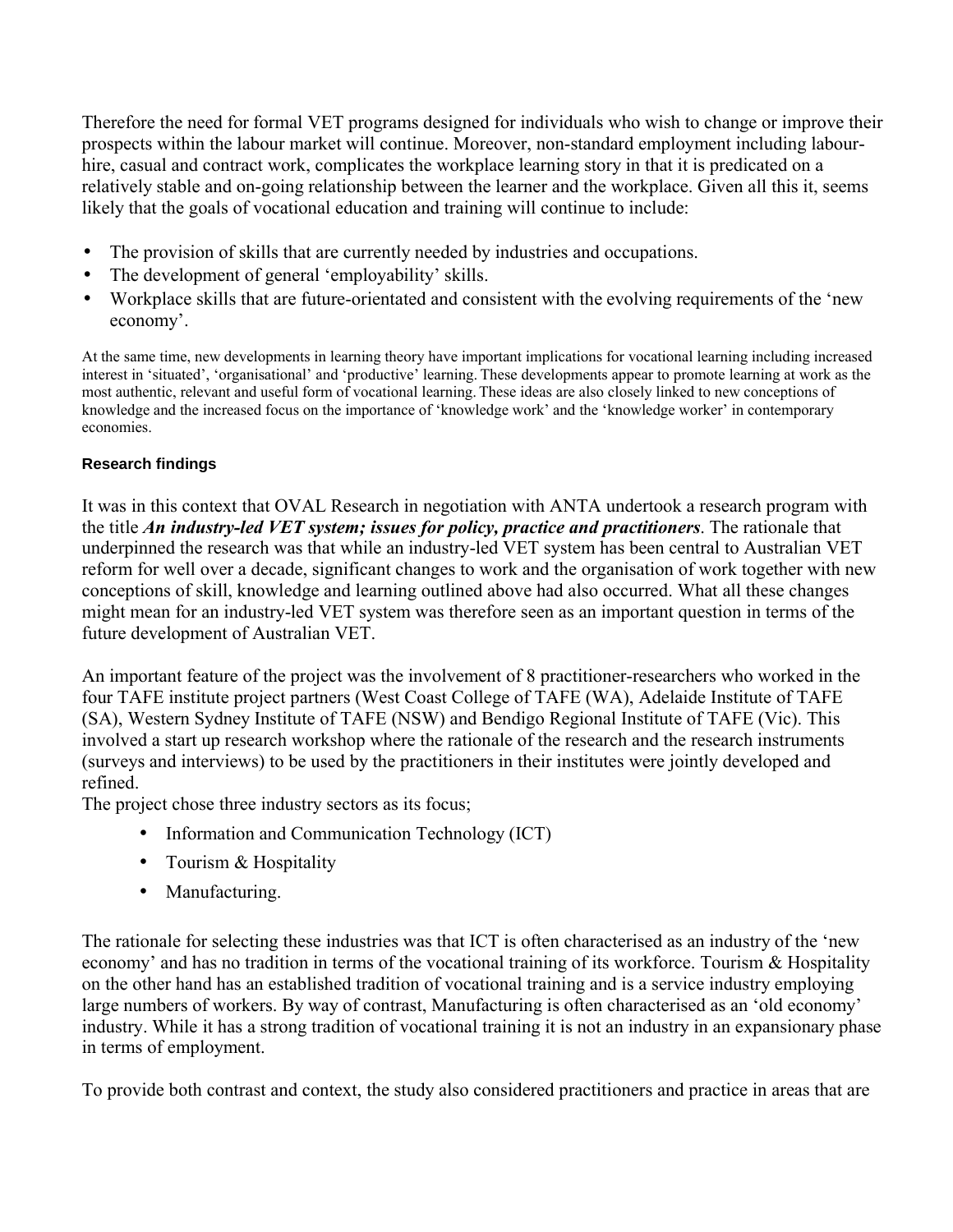Therefore the need for formal VET programs designed for individuals who wish to change or improve their prospects within the labour market will continue. Moreover, non-standard employment including labour-hire, casual and contract work, complicates the workplace learning story in that it is predicated on a relatively stable and on-going relationship between the learner and the workplace. Given all this it, seems likely that the goals of vocational education and training will continue to include:

- The provision of skills that are currently needed by industries and occupations.
- The development of general 'employability' skills.
- Workplace skills that are future-orientated and consistent with the evolving requirements of the 'new economy'.

At the same time, new developments in learning theory have important implications for vocational learning including increased interest in 'situated', 'organisational' and 'productive' learning. These developments appear to promote learning at work as the most authentic, relevant and useful form of vocational learning. These ideas are also closely linked to new conceptions of knowledge and the increased focus on the importance of 'knowledge work' and the 'knowledge worker' in contemporary economies.

#### Research findings

It was in this context that OVAL Research in negotiation with ANTA undertook a research program with the title ***An industry-led VET system; issues for policy, practice and practitioners***. The rationale that underpinned the research was that while an industry-led VET system has been central to Australian VET reform for well over a decade, significant changes to work and the organisation of work together with new conceptions of skill, knowledge and learning outlined above had also occurred. What all these changes might mean for an industry-led VET system was therefore seen as an important question in terms of the future development of Australian VET.

An important feature of the project was the involvement of 8 practitioner-researchers who worked in the four TAFE institute project partners (West Coast College of TAFE (WA), Adelaide Institute of TAFE (SA), Western Sydney Institute of TAFE (NSW) and Bendigo Regional Institute of TAFE (Vic). This involved a start up research workshop where the rationale of the research and the research instruments (surveys and interviews) to be used by the practitioners in their institutes were jointly developed and refined.

The project chose three industry sectors as its focus;

- Information and Communication Technology (ICT)
- Tourism & Hospitality
- Manufacturing.

The rationale for selecting these industries was that ICT is often characterised as an industry of the 'new economy' and has no tradition in terms of the vocational training of its workforce. Tourism & Hospitality on the other hand has an established tradition of vocational training and is a service industry employing large numbers of workers. By way of contrast, Manufacturing is often characterised as an 'old economy' industry. While it has a strong tradition of vocational training it is not an industry in an expansionary phase in terms of employment.

To provide both contrast and context, the study also considered practitioners and practice in areas that are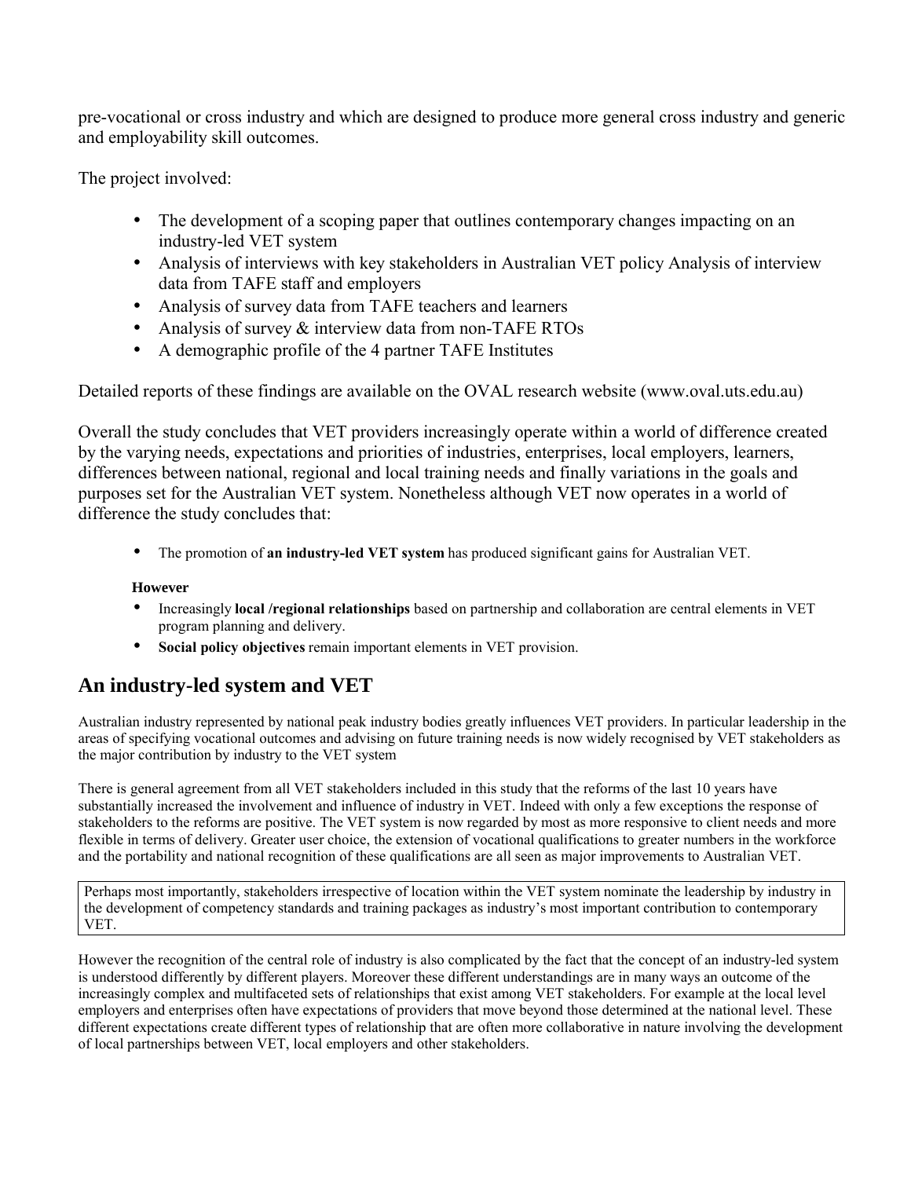pre-vocational or cross industry and which are designed to produce more general cross industry and generic and employability skill outcomes.

The project involved:

- The development of a scoping paper that outlines contemporary changes impacting on an industry-led VET system
- Analysis of interviews with key stakeholders in Australian VET policy Analysis of interview data from TAFE staff and employers
- Analysis of survey data from TAFE teachers and learners
- Analysis of survey & interview data from non-TAFE RTOs
- A demographic profile of the 4 partner TAFE Institutes

Detailed reports of these findings are available on the OVAL research website (www.oval.uts.edu.au)

Overall the study concludes that VET providers increasingly operate within a world of difference created by the varying needs, expectations and priorities of industries, enterprises, local employers, learners, differences between national, regional and local training needs and finally variations in the goals and purposes set for the Australian VET system. Nonetheless although VET now operates in a world of difference the study concludes that:

- The promotion of **an industry-led VET system** has produced significant gains for Australian VET.

**However**

- Increasingly **local /regional relationships** based on partnership and collaboration are central elements in VET program planning and delivery.
- **Social policy objectives** remain important elements in VET provision.

## An industry-led system and VET

Australian industry represented by national peak industry bodies greatly influences VET providers. In particular leadership in the areas of specifying vocational outcomes and advising on future training needs is now widely recognised by VET stakeholders as the major contribution by industry to the VET system

There is general agreement from all VET stakeholders included in this study that the reforms of the last 10 years have substantially increased the involvement and influence of industry in VET. Indeed with only a few exceptions the response of stakeholders to the reforms are positive. The VET system is now regarded by most as more responsive to client needs and more flexible in terms of delivery. Greater user choice, the extension of vocational qualifications to greater numbers in the workforce and the portability and national recognition of these qualifications are all seen as major improvements to Australian VET.

Perhaps most importantly, stakeholders irrespective of location within the VET system nominate the leadership by industry in the development of competency standards and training packages as industry's most important contribution to contemporary VET.

However the recognition of the central role of industry is also complicated by the fact that the concept of an industry-led system is understood differently by different players. Moreover these different understandings are in many ways an outcome of the increasingly complex and multifaceted sets of relationships that exist among VET stakeholders. For example at the local level employers and enterprises often have expectations of providers that move beyond those determined at the national level. These different expectations create different types of relationship that are often more collaborative in nature involving the development of local partnerships between VET, local employers and other stakeholders.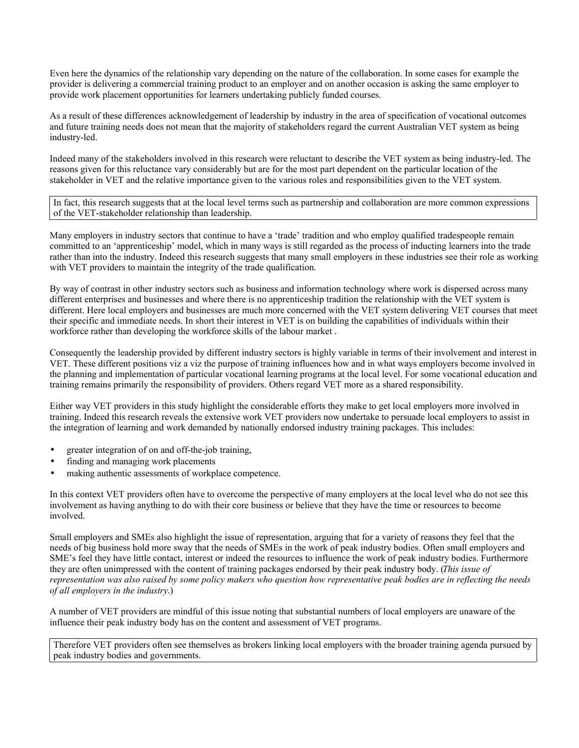Even here the dynamics of the relationship vary depending on the nature of the collaboration. In some cases for example the provider is delivering a commercial training product to an employer and on another occasion is asking the same employer to provide work placement opportunities for learners undertaking publicly funded courses.

As a result of these differences acknowledgement of leadership by industry in the area of specification of vocational outcomes and future training needs does not mean that the majority of stakeholders regard the current Australian VET system as being industry-led.

Indeed many of the stakeholders involved in this research were reluctant to describe the VET system as being industry-led. The reasons given for this reluctance vary considerably but are for the most part dependent on the particular location of the stakeholder in VET and the relative importance given to the various roles and responsibilities given to the VET system.

> In fact, this research suggests that at the local level terms such as partnership and collaboration are more common expressions of the VET-stakeholder relationship than leadership.

Many employers in industry sectors that continue to have a 'trade' tradition and who employ qualified tradespeople remain committed to an 'apprenticeship' model, which in many ways is still regarded as the process of inducting learners into the trade rather than into the industry. Indeed this research suggests that many small employers in these industries see their role as working with VET providers to maintain the integrity of the trade qualification.

By way of contrast in other industry sectors such as business and information technology where work is dispersed across many different enterprises and businesses and where there is no apprenticeship tradition the relationship with the VET system is different. Here local employers and businesses are much more concerned with the VET system delivering VET courses that meet their specific and immediate needs. In short their interest in VET is on building the capabilities of individuals within their workforce rather than developing the workforce skills of the labour market .

Consequently the leadership provided by different industry sectors is highly variable in terms of their involvement and interest in VET. These different positions viz a viz the purpose of training influences how and in what ways employers become involved in the planning and implementation of particular vocational learning programs at the local level. For some vocational education and training remains primarily the responsibility of providers. Others regard VET more as a shared responsibility.

Either way VET providers in this study highlight the considerable efforts they make to get local employers more involved in training. Indeed this research reveals the extensive work VET providers now undertake to persuade local employers to assist in the integration of learning and work demanded by nationally endorsed industry training packages. This includes:

- greater integration of on and off-the-job training,
- finding and managing work placements
- making authentic assessments of workplace competence.

In this context VET providers often have to overcome the perspective of many employers at the local level who do not see this involvement as having anything to do with their core business or believe that they have the time or resources to become involved.

Small employers and SMEs also highlight the issue of representation, arguing that for a variety of reasons they feel that the needs of big business hold more sway that the needs of SMEs in the work of peak industry bodies. Often small employers and SME's feel they have little contact, interest or indeed the resources to influence the work of peak industry bodies. Furthermore they are often unimpressed with the content of training packages endorsed by their peak industry body. (*This issue of representation was also raised by some policy makers who question how representative peak bodies are in reflecting the needs of all employers in the industry*.)

A number of VET providers are mindful of this issue noting that substantial numbers of local employers are unaware of the influence their peak industry body has on the content and assessment of VET programs.

> Therefore VET providers often see themselves as brokers linking local employers with the broader training agenda pursued by peak industry bodies and governments.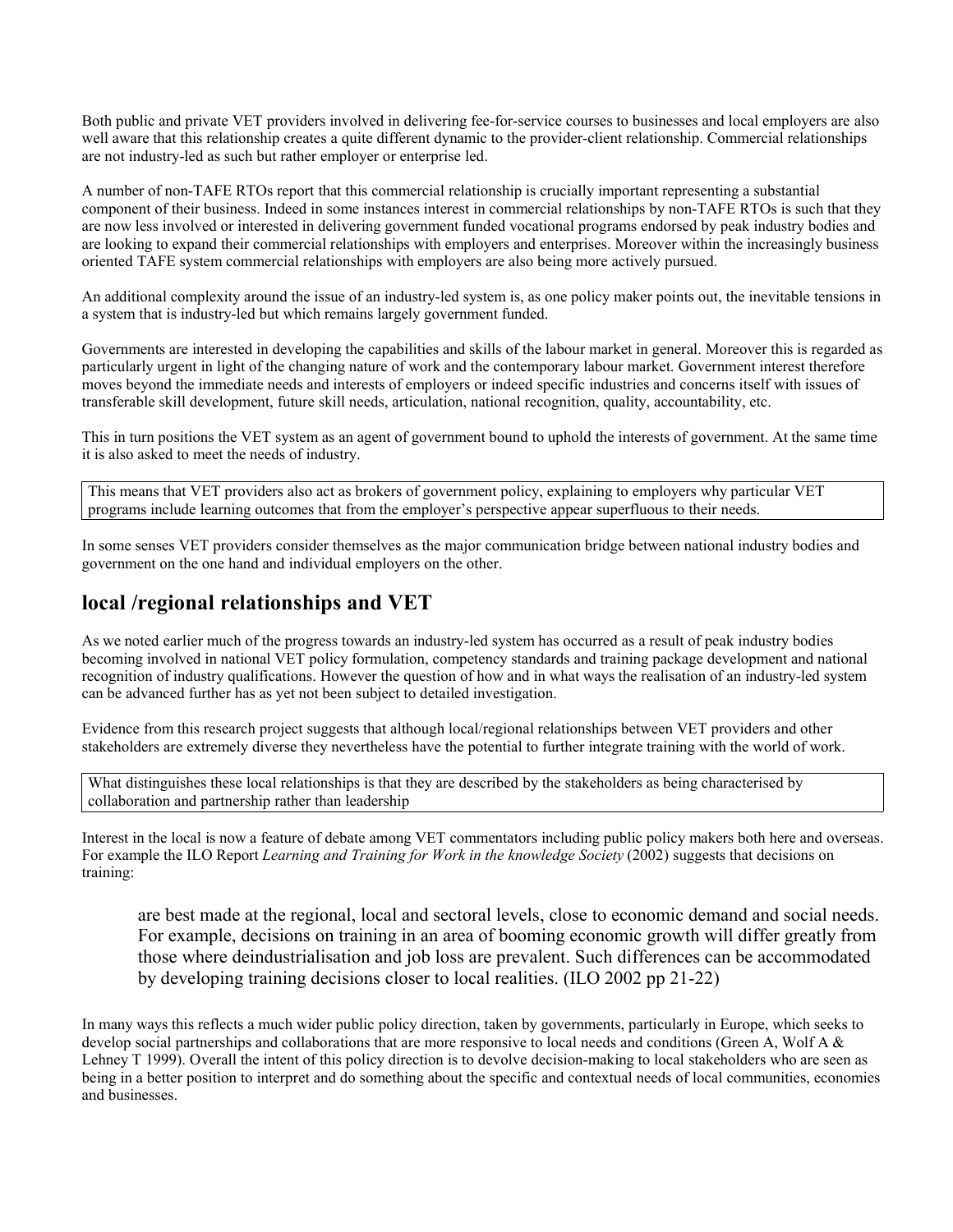Both public and private VET providers involved in delivering fee-for-service courses to businesses and local employers are also well aware that this relationship creates a quite different dynamic to the provider-client relationship. Commercial relationships are not industry-led as such but rather employer or enterprise led.

A number of non-TAFE RTOs report that this commercial relationship is crucially important representing a substantial component of their business. Indeed in some instances interest in commercial relationships by non-TAFE RTOs is such that they are now less involved or interested in delivering government funded vocational programs endorsed by peak industry bodies and are looking to expand their commercial relationships with employers and enterprises. Moreover within the increasingly business oriented TAFE system commercial relationships with employers are also being more actively pursued.

An additional complexity around the issue of an industry-led system is, as one policy maker points out, the inevitable tensions in a system that is industry-led but which remains largely government funded.

Governments are interested in developing the capabilities and skills of the labour market in general. Moreover this is regarded as particularly urgent in light of the changing nature of work and the contemporary labour market. Government interest therefore moves beyond the immediate needs and interests of employers or indeed specific industries and concerns itself with issues of transferable skill development, future skill needs, articulation, national recognition, quality, accountability, etc.

This in turn positions the VET system as an agent of government bound to uphold the interests of government. At the same time it is also asked to meet the needs of industry.

> This means that VET providers also act as brokers of government policy, explaining to employers why particular VET programs include learning outcomes that from the employer's perspective appear superfluous to their needs.

In some senses VET providers consider themselves as the major communication bridge between national industry bodies and government on the one hand and individual employers on the other.

## local /regional relationships and VET

As we noted earlier much of the progress towards an industry-led system has occurred as a result of peak industry bodies becoming involved in national VET policy formulation, competency standards and training package development and national recognition of industry qualifications. However the question of how and in what ways the realisation of an industry-led system can be advanced further has as yet not been subject to detailed investigation.

Evidence from this research project suggests that although local/regional relationships between VET providers and other stakeholders are extremely diverse they nevertheless have the potential to further integrate training with the world of work.

> What distinguishes these local relationships is that they are described by the stakeholders as being characterised by collaboration and partnership rather than leadership

Interest in the local is now a feature of debate among VET commentators including public policy makers both here and overseas. For example the ILO Report *Learning and Training for Work in the knowledge Society* (2002) suggests that decisions on training:

> are best made at the regional, local and sectoral levels, close to economic demand and social needs. For example, decisions on training in an area of booming economic growth will differ greatly from those where deindustrialisation and job loss are prevalent. Such differences can be accommodated by developing training decisions closer to local realities. (ILO 2002 pp 21-22)

In many ways this reflects a much wider public policy direction, taken by governments, particularly in Europe, which seeks to develop social partnerships and collaborations that are more responsive to local needs and conditions (Green A, Wolf A & Lehney T 1999). Overall the intent of this policy direction is to devolve decision-making to local stakeholders who are seen as being in a better position to interpret and do something about the specific and contextual needs of local communities, economies and businesses.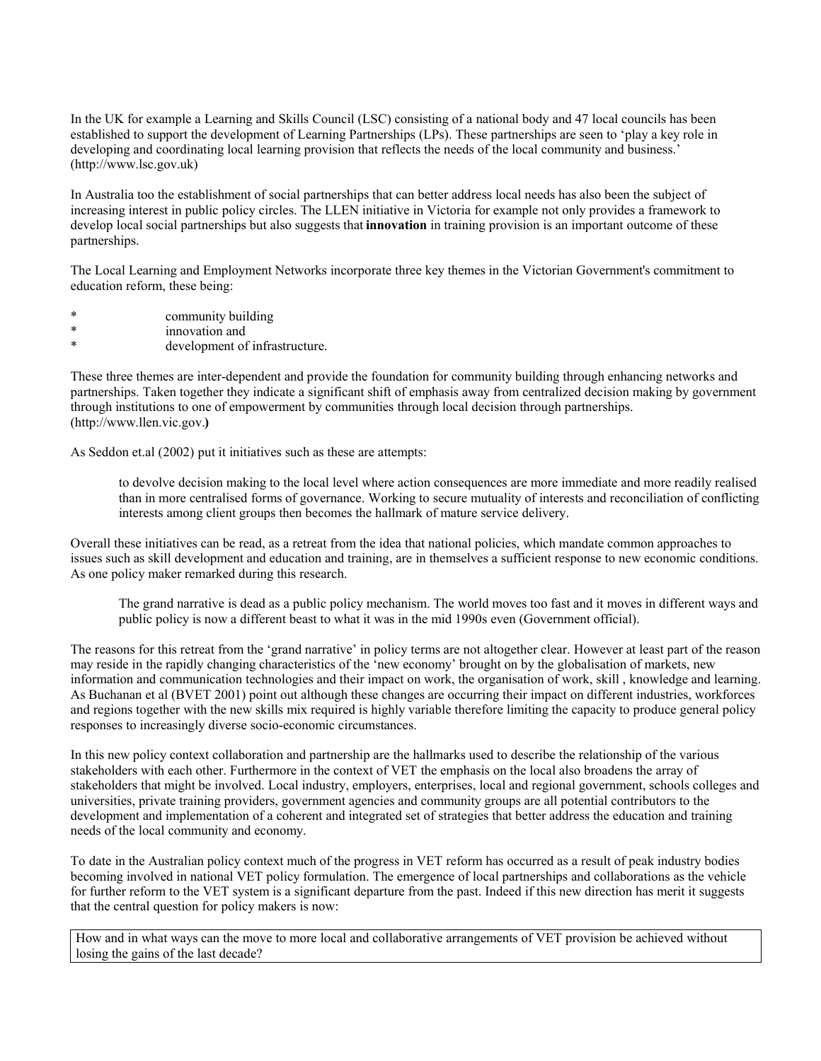In the UK for example a Learning and Skills Council (LSC) consisting of a national body and 47 local councils has been established to support the development of Learning Partnerships (LPs). These partnerships are seen to 'play a key role in developing and coordinating local learning provision that reflects the needs of the local community and business.' (http://www.lsc.gov.uk)

In Australia too the establishment of social partnerships that can better address local needs has also been the subject of increasing interest in public policy circles. The LLEN initiative in Victoria for example not only provides a framework to develop local social partnerships but also suggests that **innovation** in training provision is an important outcome of these partnerships.

The Local Learning and Employment Networks incorporate three key themes in the Victorian Government's commitment to education reform, these being:

* community building
* innovation and
* development of infrastructure.

These three themes are inter-dependent and provide the foundation for community building through enhancing networks and partnerships. Taken together they indicate a significant shift of emphasis away from centralized decision making by government through institutions to one of empowerment by communities through local decision through partnerships. (http://www.llen.vic.gov.**)**

As Seddon et.al (2002) put it initiatives such as these are attempts:

> to devolve decision making to the local level where action consequences are more immediate and more readily realised than in more centralised forms of governance. Working to secure mutuality of interests and reconciliation of conflicting interests among client groups then becomes the hallmark of mature service delivery.

Overall these initiatives can be read, as a retreat from the idea that national policies, which mandate common approaches to issues such as skill development and education and training, are in themselves a sufficient response to new economic conditions. As one policy maker remarked during this research.

> The grand narrative is dead as a public policy mechanism. The world moves too fast and it moves in different ways and public policy is now a different beast to what it was in the mid 1990s even (Government official).

The reasons for this retreat from the 'grand narrative' in policy terms are not altogether clear. However at least part of the reason may reside in the rapidly changing characteristics of the 'new economy' brought on by the globalisation of markets, new information and communication technologies and their impact on work, the organisation of work, skill , knowledge and learning. As Buchanan et al (BVET 2001) point out although these changes are occurring their impact on different industries, workforces and regions together with the new skills mix required is highly variable therefore limiting the capacity to produce general policy responses to increasingly diverse socio-economic circumstances.

In this new policy context collaboration and partnership are the hallmarks used to describe the relationship of the various stakeholders with each other. Furthermore in the context of VET the emphasis on the local also broadens the array of stakeholders that might be involved. Local industry, employers, enterprises, local and regional government, schools colleges and universities, private training providers, government agencies and community groups are all potential contributors to the development and implementation of a coherent and integrated set of strategies that better address the education and training needs of the local community and economy.

To date in the Australian policy context much of the progress in VET reform has occurred as a result of peak industry bodies becoming involved in national VET policy formulation. The emergence of local partnerships and collaborations as the vehicle for further reform to the VET system is a significant departure from the past. Indeed if this new direction has merit it suggests that the central question for policy makers is now:

| How and in what ways can the move to more local and collaborative arrangements of VET provision be achieved without losing the gains of the last decade? |
| --- |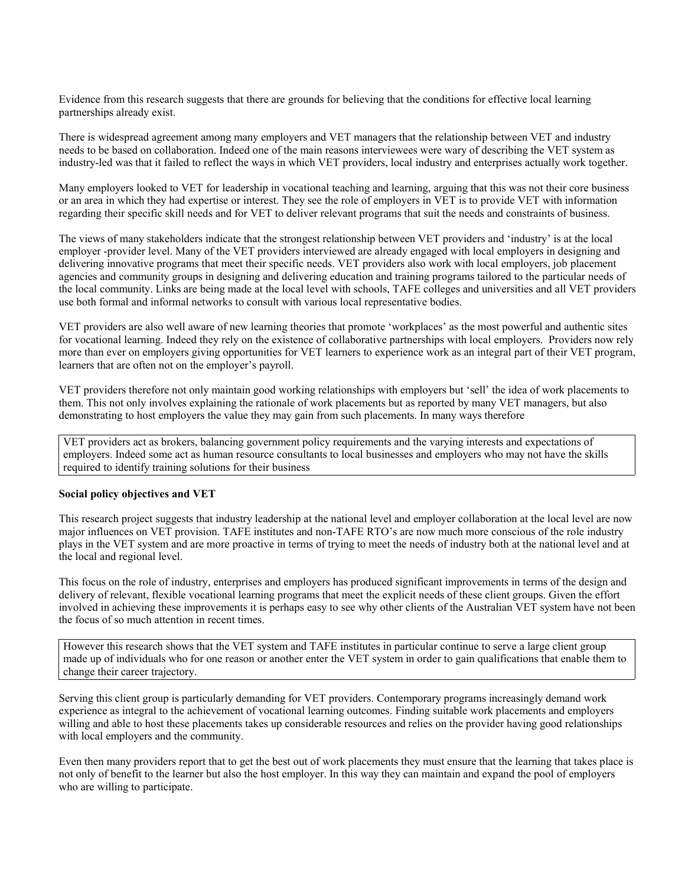Evidence from this research suggests that there are grounds for believing that the conditions for effective local learning partnerships already exist.

There is widespread agreement among many employers and VET managers that the relationship between VET and industry needs to be based on collaboration. Indeed one of the main reasons interviewees were wary of describing the VET system as industry-led was that it failed to reflect the ways in which VET providers, local industry and enterprises actually work together.

Many employers looked to VET for leadership in vocational teaching and learning, arguing that this was not their core business or an area in which they had expertise or interest. They see the role of employers in VET is to provide VET with information regarding their specific skill needs and for VET to deliver relevant programs that suit the needs and constraints of business.

The views of many stakeholders indicate that the strongest relationship between VET providers and 'industry' is at the local employer -provider level. Many of the VET providers interviewed are already engaged with local employers in designing and delivering innovative programs that meet their specific needs. VET providers also work with local employers, job placement agencies and community groups in designing and delivering education and training programs tailored to the particular needs of the local community. Links are being made at the local level with schools, TAFE colleges and universities and all VET providers use both formal and informal networks to consult with various local representative bodies.

VET providers are also well aware of new learning theories that promote 'workplaces' as the most powerful and authentic sites for vocational learning. Indeed they rely on the existence of collaborative partnerships with local employers. Providers now rely more than ever on employers giving opportunities for VET learners to experience work as an integral part of their VET program, learners that are often not on the employer's payroll.

VET providers therefore not only maintain good working relationships with employers but 'sell' the idea of work placements to them. This not only involves explaining the rationale of work placements but as reported by many VET managers, but also demonstrating to host employers the value they may gain from such placements. In many ways therefore

> VET providers act as brokers, balancing government policy requirements and the varying interests and expectations of employers. Indeed some act as human resource consultants to local businesses and employers who may not have the skills required to identify training solutions for their business

**Social policy objectives and VET**

This research project suggests that industry leadership at the national level and employer collaboration at the local level are now major influences on VET provision. TAFE institutes and non-TAFE RTO's are now much more conscious of the role industry plays in the VET system and are more proactive in terms of trying to meet the needs of industry both at the national level and at the local and regional level.

This focus on the role of industry, enterprises and employers has produced significant improvements in terms of the design and delivery of relevant, flexible vocational learning programs that meet the explicit needs of these client groups. Given the effort involved in achieving these improvements it is perhaps easy to see why other clients of the Australian VET system have not been the focus of so much attention in recent times.

> However this research shows that the VET system and TAFE institutes in particular continue to serve a large client group made up of individuals who for one reason or another enter the VET system in order to gain qualifications that enable them to change their career trajectory.

Serving this client group is particularly demanding for VET providers. Contemporary programs increasingly demand work experience as integral to the achievement of vocational learning outcomes. Finding suitable work placements and employers willing and able to host these placements takes up considerable resources and relies on the provider having good relationships with local employers and the community.

Even then many providers report that to get the best out of work placements they must ensure that the learning that takes place is not only of benefit to the learner but also the host employer. In this way they can maintain and expand the pool of employers who are willing to participate.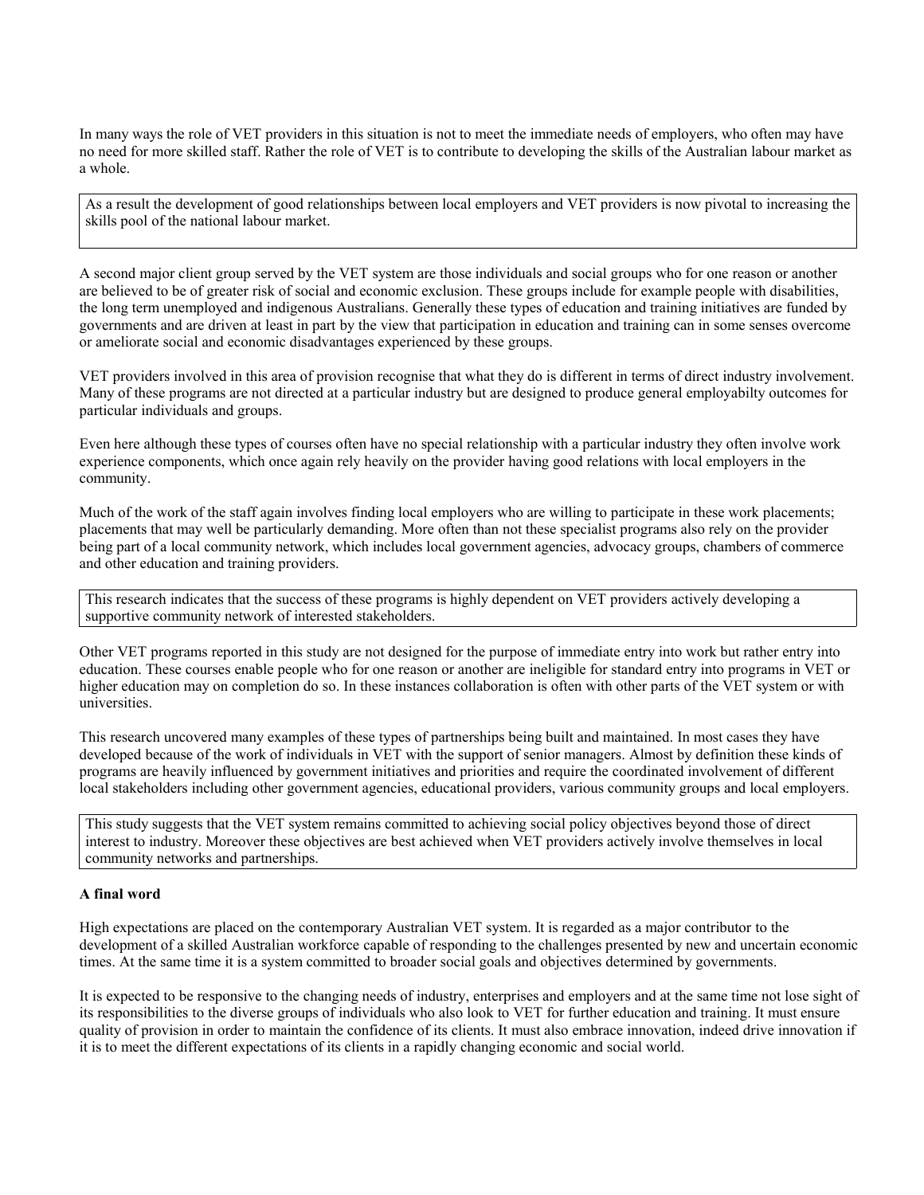In many ways the role of VET providers in this situation is not to meet the immediate needs of employers, who often may have no need for more skilled staff. Rather the role of VET is to contribute to developing the skills of the Australian labour market as a whole.

> As a result the development of good relationships between local employers and VET providers is now pivotal to increasing the skills pool of the national labour market.

A second major client group served by the VET system are those individuals and social groups who for one reason or another are believed to be of greater risk of social and economic exclusion. These groups include for example people with disabilities, the long term unemployed and indigenous Australians. Generally these types of education and training initiatives are funded by governments and are driven at least in part by the view that participation in education and training can in some senses overcome or ameliorate social and economic disadvantages experienced by these groups.

VET providers involved in this area of provision recognise that what they do is different in terms of direct industry involvement. Many of these programs are not directed at a particular industry but are designed to produce general employabilty outcomes for particular individuals and groups.

Even here although these types of courses often have no special relationship with a particular industry they often involve work experience components, which once again rely heavily on the provider having good relations with local employers in the community.

Much of the work of the staff again involves finding local employers who are willing to participate in these work placements; placements that may well be particularly demanding. More often than not these specialist programs also rely on the provider being part of a local community network, which includes local government agencies, advocacy groups, chambers of commerce and other education and training providers.

> This research indicates that the success of these programs is highly dependent on VET providers actively developing a supportive community network of interested stakeholders.

Other VET programs reported in this study are not designed for the purpose of immediate entry into work but rather entry into education. These courses enable people who for one reason or another are ineligible for standard entry into programs in VET or higher education may on completion do so. In these instances collaboration is often with other parts of the VET system or with universities.

This research uncovered many examples of these types of partnerships being built and maintained. In most cases they have developed because of the work of individuals in VET with the support of senior managers. Almost by definition these kinds of programs are heavily influenced by government initiatives and priorities and require the coordinated involvement of different local stakeholders including other government agencies, educational providers, various community groups and local employers.

> This study suggests that the VET system remains committed to achieving social policy objectives beyond those of direct interest to industry. Moreover these objectives are best achieved when VET providers actively involve themselves in local community networks and partnerships.

**A final word**

High expectations are placed on the contemporary Australian VET system. It is regarded as a major contributor to the development of a skilled Australian workforce capable of responding to the challenges presented by new and uncertain economic times. At the same time it is a system committed to broader social goals and objectives determined by governments.

It is expected to be responsive to the changing needs of industry, enterprises and employers and at the same time not lose sight of its responsibilities to the diverse groups of individuals who also look to VET for further education and training. It must ensure quality of provision in order to maintain the confidence of its clients. It must also embrace innovation, indeed drive innovation if it is to meet the different expectations of its clients in a rapidly changing economic and social world.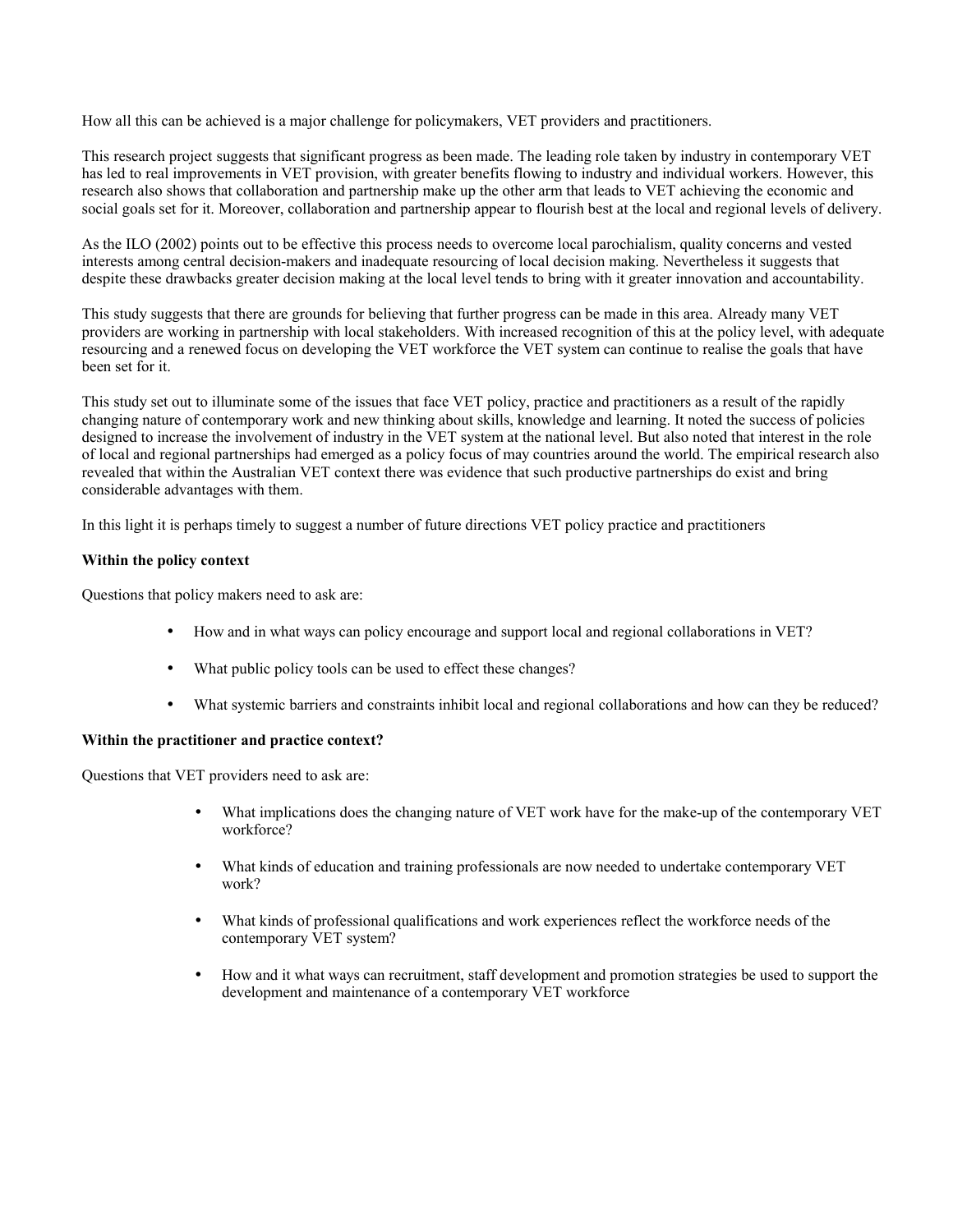How all this can be achieved is a major challenge for policymakers, VET providers and practitioners.

This research project suggests that significant progress as been made. The leading role taken by industry in contemporary VET has led to real improvements in VET provision, with greater benefits flowing to industry and individual workers. However, this research also shows that collaboration and partnership make up the other arm that leads to VET achieving the economic and social goals set for it. Moreover, collaboration and partnership appear to flourish best at the local and regional levels of delivery.

As the ILO (2002) points out to be effective this process needs to overcome local parochialism, quality concerns and vested interests among central decision-makers and inadequate resourcing of local decision making. Nevertheless it suggests that despite these drawbacks greater decision making at the local level tends to bring with it greater innovation and accountability.

This study suggests that there are grounds for believing that further progress can be made in this area. Already many VET providers are working in partnership with local stakeholders. With increased recognition of this at the policy level, with adequate resourcing and a renewed focus on developing the VET workforce the VET system can continue to realise the goals that have been set for it.

This study set out to illuminate some of the issues that face VET policy, practice and practitioners as a result of the rapidly changing nature of contemporary work and new thinking about skills, knowledge and learning. It noted the success of policies designed to increase the involvement of industry in the VET system at the national level. But also noted that interest in the role of local and regional partnerships had emerged as a policy focus of may countries around the world. The empirical research also revealed that within the Australian VET context there was evidence that such productive partnerships do exist and bring considerable advantages with them.

In this light it is perhaps timely to suggest a number of future directions VET policy practice and practitioners

**Within the policy context**

Questions that policy makers need to ask are:

- How and in what ways can policy encourage and support local and regional collaborations in VET?
- What public policy tools can be used to effect these changes?
- What systemic barriers and constraints inhibit local and regional collaborations and how can they be reduced?

**Within the practitioner and practice context?**

Questions that VET providers need to ask are:

- What implications does the changing nature of VET work have for the make-up of the contemporary VET workforce?
- What kinds of education and training professionals are now needed to undertake contemporary VET work?
- What kinds of professional qualifications and work experiences reflect the workforce needs of the contemporary VET system?
- How and it what ways can recruitment, staff development and promotion strategies be used to support the development and maintenance of a contemporary VET workforce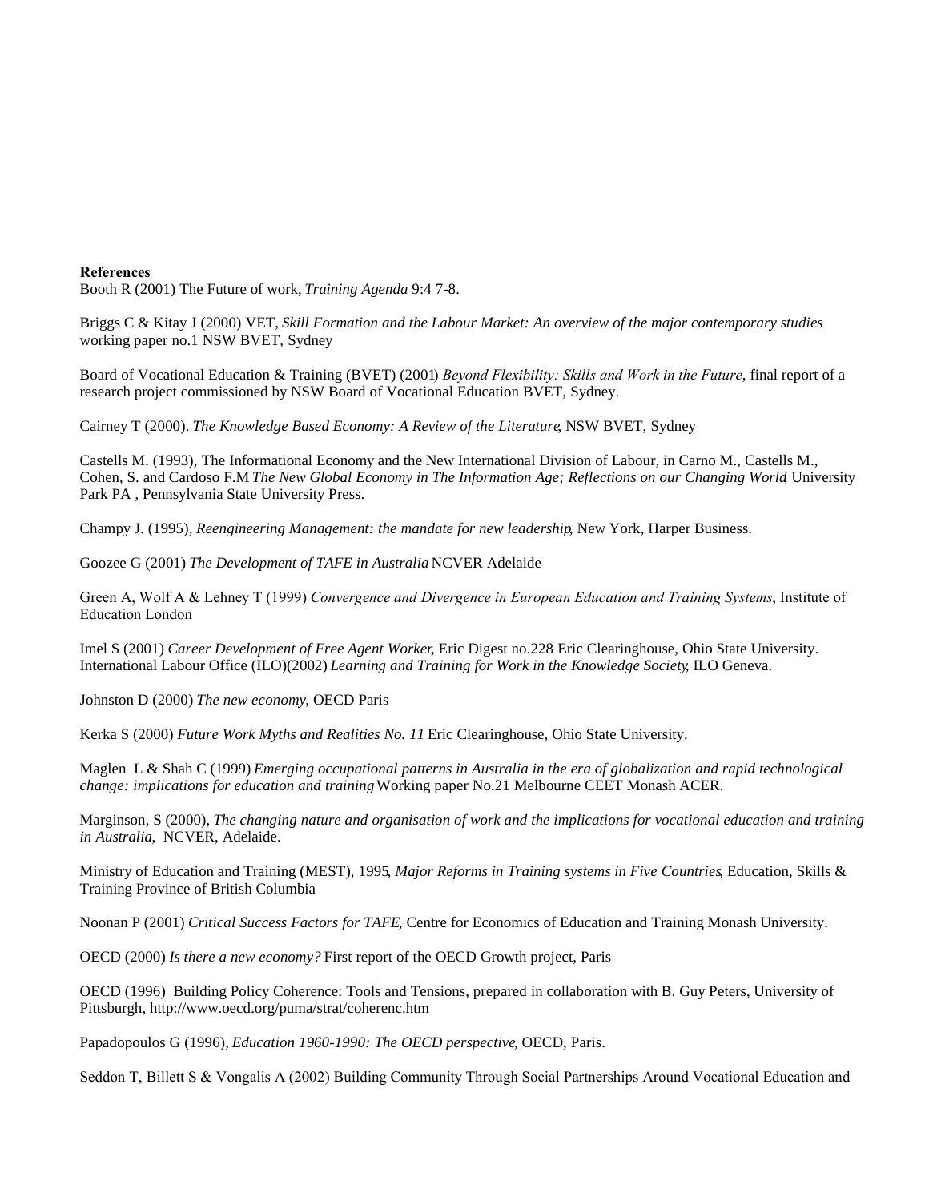**References**

Booth R (2001) The Future of work, *Training Agenda* 9:4 7-8.

Briggs C & Kitay J (2000) VET, *Skill Formation and the Labour Market: An overview of the major contemporary studies* working paper no.1 NSW BVET, Sydney

Board of Vocational Education & Training (BVET) (2001) *Beyond Flexibility: Skills and Work in the Future*, final report of a research project commissioned by NSW Board of Vocational Education BVET, Sydney.

Cairney T (2000). *The Knowledge Based Economy: A Review of the Literature*, NSW BVET, Sydney

Castells M. (1993), The Informational Economy and the New International Division of Labour, in Carno M., Castells M., Cohen, S. and Cardoso F.M *The New Global Economy in The Information Age; Reflections on our Changing World*, University Park PA , Pennsylvania State University Press.

Champy J. (1995), *Reengineering Management: the mandate for new leadership*, New York, Harper Business.

Goozee G (2001) *The Development of TAFE in Australia* NCVER Adelaide

Green A, Wolf A & Lehney T (1999) *Convergence and Divergence in European Education and Training Systems*, Institute of Education London

Imel S (2001) *Career Development of Free Agent Worker*, Eric Digest no.228 Eric Clearinghouse, Ohio State University. International Labour Office (ILO)(2002) *Learning and Training for Work in the Knowledge Society*, ILO Geneva.

Johnston D (2000) *The new economy*, OECD Paris

Kerka S (2000) *Future Work Myths and Realities No. 11* Eric Clearinghouse, Ohio State University.

Maglen L & Shah C (1999) *Emerging occupational patterns in Australia in the era of globalization and rapid technological change: implications for education and training* Working paper No.21 Melbourne CEET Monash ACER.

Marginson, S (2000), *The changing nature and organisation of work and the implications for vocational education and training in Australia*, NCVER, Adelaide.

Ministry of Education and Training (MEST), 1995, *Major Reforms in Training systems in Five Countries*, Education, Skills & Training Province of British Columbia

Noonan P (2001) *Critical Success Factors for TAFE*, Centre for Economics of Education and Training Monash University.

OECD (2000) *Is there a new economy?* First report of the OECD Growth project, Paris

OECD (1996) Building Policy Coherence: Tools and Tensions, prepared in collaboration with B. Guy Peters, University of Pittsburgh, http://www.oecd.org/puma/strat/coherenc.htm

Papadopoulos G (1996), *Education 1960-1990: The OECD perspective*, OECD, Paris.

Seddon T, Billett S & Vongalis A (2002) Building Community Through Social Partnerships Around Vocational Education and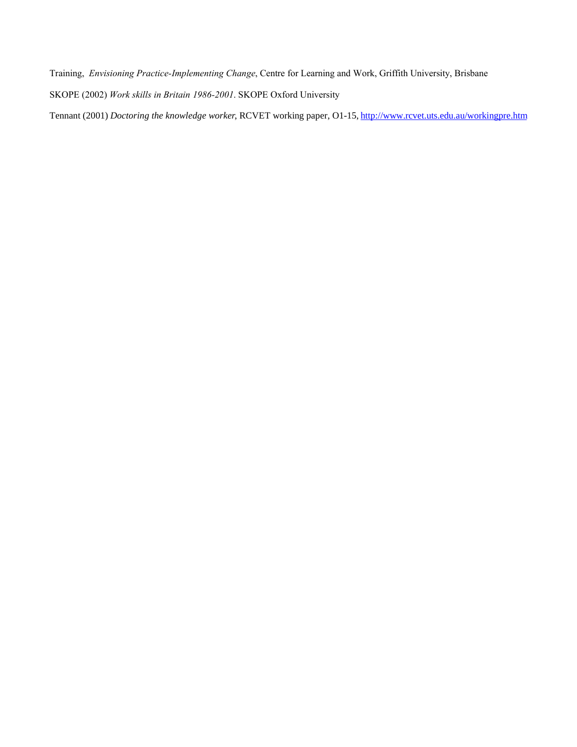Training, *Envisioning Practice-Implementing Change*, Centre for Learning and Work, Griffith University, Brisbane

SKOPE (2002) *Work skills in Britain 1986-2001*. SKOPE Oxford University

Tennant (2001) *Doctoring the knowledge worker*, RCVET working paper, O1-15, http://www.rcvet.uts.edu.au/workingpre.htm